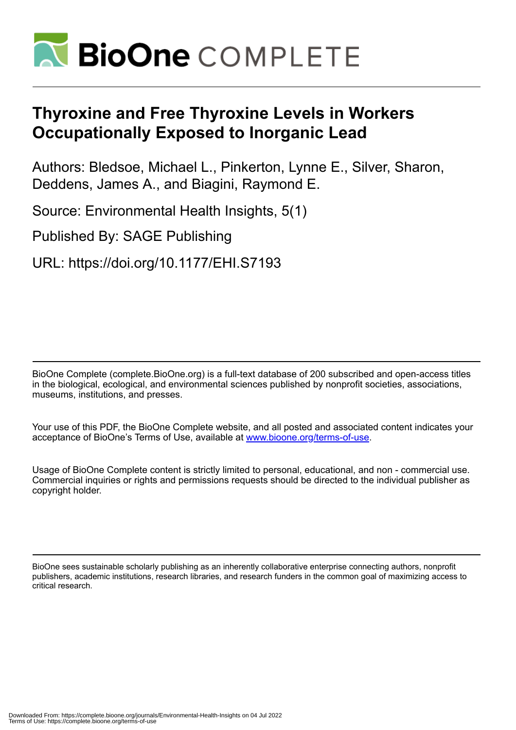# Thyroxine and Free Thyroxine Levels in Workers Occupationally Exposed to Inorganic Lead

Authors: Bledsoe, Michael L., Pinkerton, Lynne E., Silver, Sharon, Deddens, James A., and Biagini, Raymond E.

Source: Environmental Health Insights, 5(1)

Published By: SAGE Publishing

URL: https://doi.org/10.1177/EHI.S7193

BioOne Complete (complete.BioOne.org) is a full-text database of 200 subscribed and open-access titles in the biological, ecological, and environmental sciences published by nonprofit societies, associations, museums, institutions, and presses.

Your use of this PDF, the BioOne Complete website, and all posted and associated content indicates your acceptance of BioOne's Terms of Use, available at www.bioone.org/terms-of-use.

Usage of BioOne Complete content is strictly limited to personal, educational, and non - commercial use. Commercial inquiries or rights and permissions requests should be directed to the individual publisher as copyright holder.

BioOne sees sustainable scholarly publishing as an inherently collaborative enterprise connecting authors, nonprofit publishers, academic institutions, research libraries, and research funders in the common goal of maximizing access to critical research.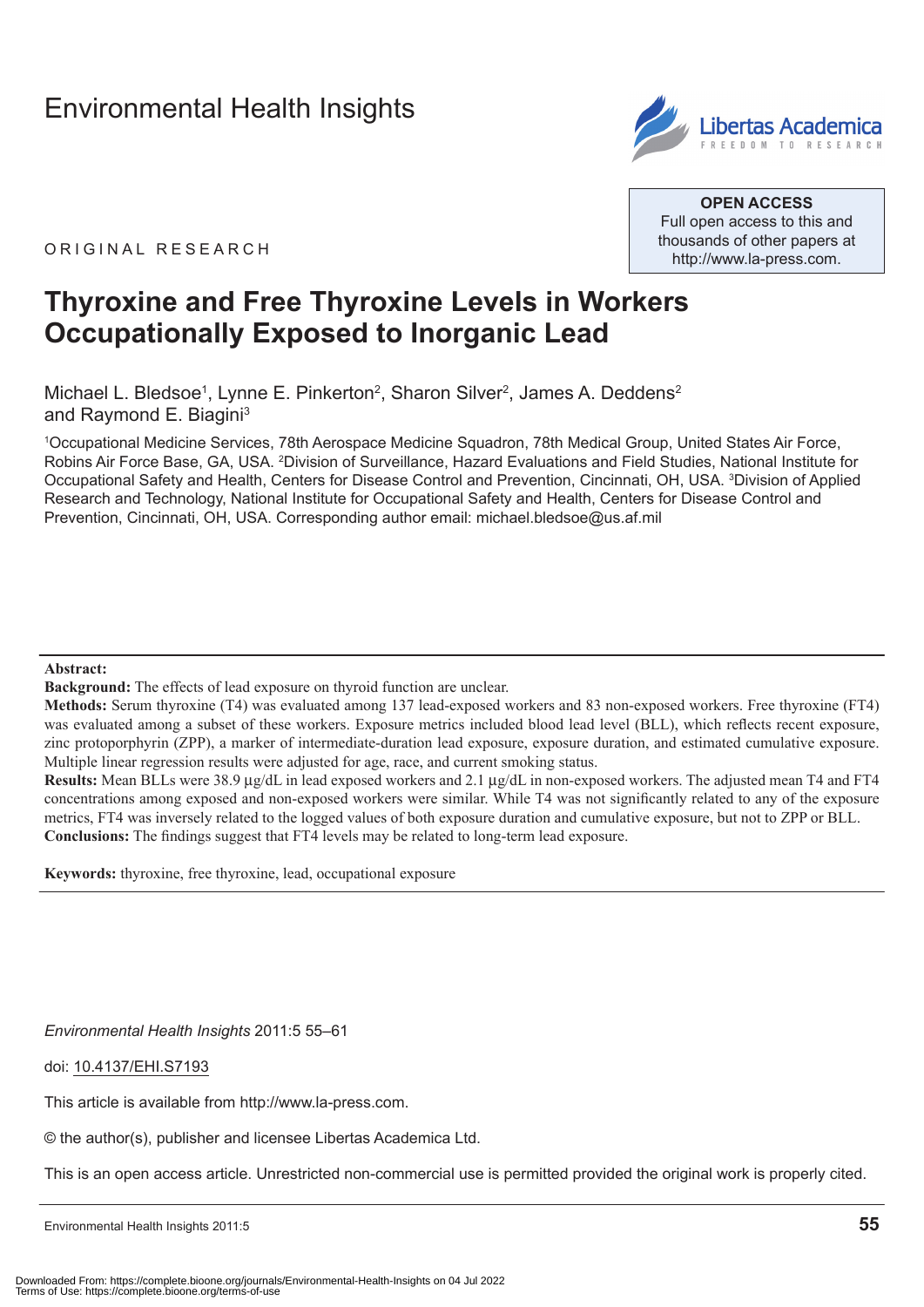Environmental Health Insights

ORIGINAL RESEARCH

OPEN ACCESS
Full open access to this and thousands of other papers at http://www.la-press.com.

# Thyroxine and Free Thyroxine Levels in Workers Occupationally Exposed to Inorganic Lead

Michael L. Bledsoe[1], Lynne E. Pinkerton[2], Sharon Silver[2], James A. Deddens[2] and Raymond E. Biagini[3]

[1]Occupational Medicine Services, 78th Aerospace Medicine Squadron, 78th Medical Group, United States Air Force, Robins Air Force Base, GA, USA. [2]Division of Surveillance, Hazard Evaluations and Field Studies, National Institute for Occupational Safety and Health, Centers for Disease Control and Prevention, Cincinnati, OH, USA. [3]Division of Applied Research and Technology, National Institute for Occupational Safety and Health, Centers for Disease Control and Prevention, Cincinnati, OH, USA. Corresponding author email: michael.bledsoe@us.af.mil

**Abstract:**

**Background:** The effects of lead exposure on thyroid function are unclear.

**Methods:** Serum thyroxine (T4) was evaluated among 137 lead-exposed workers and 83 non-exposed workers. Free thyroxine (FT4) was evaluated among a subset of these workers. Exposure metrics included blood lead level (BLL), which reflects recent exposure, zinc protoporphyrin (ZPP), a marker of intermediate-duration lead exposure, exposure duration, and estimated cumulative exposure. Multiple linear regression results were adjusted for age, race, and current smoking status.

**Results:** Mean BLLs were 38.9 μg/dL in lead exposed workers and 2.1 μg/dL in non-exposed workers. The adjusted mean T4 and FT4 concentrations among exposed and non-exposed workers were similar. While T4 was not significantly related to any of the exposure metrics, FT4 was inversely related to the logged values of both exposure duration and cumulative exposure, but not to ZPP or BLL.

**Conclusions:** The findings suggest that FT4 levels may be related to long-term lead exposure.

**Keywords:** thyroxine, free thyroxine, lead, occupational exposure

*Environmental Health Insights* 2011:5 55–61

doi: 10.4137/EHI.S7193

This article is available from http://www.la-press.com.

© the author(s), publisher and licensee Libertas Academica Ltd.

This is an open access article. Unrestricted non-commercial use is permitted provided the original work is properly cited.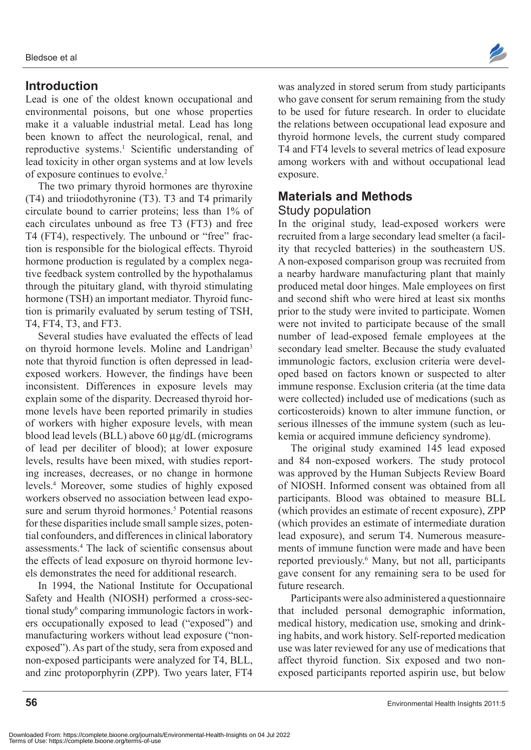## Introduction

Lead is one of the oldest known occupational and environmental poisons, but one whose properties make it a valuable industrial metal. Lead has long been known to affect the neurological, renal, and reproductive systems.[1] Scientific understanding of lead toxicity in other organ systems and at low levels of exposure continues to evolve.[2]

The two primary thyroid hormones are thyroxine (T4) and triiodothyronine (T3). T3 and T4 primarily circulate bound to carrier proteins; less than 1% of each circulates unbound as free T3 (FT3) and free T4 (FT4), respectively. The unbound or "free" fraction is responsible for the biological effects. Thyroid hormone production is regulated by a complex negative feedback system controlled by the hypothalamus through the pituitary gland, with thyroid stimulating hormone (TSH) an important mediator. Thyroid function is primarily evaluated by serum testing of TSH, T4, FT4, T3, and FT3.

Several studies have evaluated the effects of lead on thyroid hormone levels. Moline and Landrigan[3] note that thyroid function is often depressed in lead-exposed workers. However, the findings have been inconsistent. Differences in exposure levels may explain some of the disparity. Decreased thyroid hormone levels have been reported primarily in studies of workers with higher exposure levels, with mean blood lead levels (BLL) above 60 µg/dL (micrograms of lead per deciliter of blood); at lower exposure levels, results have been mixed, with studies reporting increases, decreases, or no change in hormone levels.[4] Moreover, some studies of highly exposed workers observed no association between lead exposure and serum thyroid hormones.[5] Potential reasons for these disparities include small sample sizes, potential confounders, and differences in clinical laboratory assessments.[4] The lack of scientific consensus about the effects of lead exposure on thyroid hormone levels demonstrates the need for additional research.

In 1994, the National Institute for Occupational Safety and Health (NIOSH) performed a cross-sectional study[6] comparing immunologic factors in workers occupationally exposed to lead ("exposed") and manufacturing workers without lead exposure ("non-exposed"). As part of the study, sera from exposed and non-exposed participants were analyzed for T4, BLL, and zinc protoporphyrin (ZPP). Two years later, FT4 was analyzed in stored serum from study participants who gave consent for serum remaining from the study to be used for future research. In order to elucidate the relations between occupational lead exposure and thyroid hormone levels, the current study compared T4 and FT4 levels to several metrics of lead exposure among workers with and without occupational lead exposure.

## Materials and Methods

### Study population

In the original study, lead-exposed workers were recruited from a large secondary lead smelter (a facility that recycled batteries) in the southeastern US. A non-exposed comparison group was recruited from a nearby hardware manufacturing plant that mainly produced metal door hinges. Male employees on first and second shift who were hired at least six months prior to the study were invited to participate. Women were not invited to participate because of the small number of lead-exposed female employees at the secondary lead smelter. Because the study evaluated immunologic factors, exclusion criteria were developed based on factors known or suspected to alter immune response. Exclusion criteria (at the time data were collected) included use of medications (such as corticosteroids) known to alter immune function, or serious illnesses of the immune system (such as leukemia or acquired immune deficiency syndrome).

The original study examined 145 lead exposed and 84 non-exposed workers. The study protocol was approved by the Human Subjects Review Board of NIOSH. Informed consent was obtained from all participants. Blood was obtained to measure BLL (which provides an estimate of recent exposure), ZPP (which provides an estimate of intermediate duration lead exposure), and serum T4. Numerous measurements of immune function were made and have been reported previously.[6] Many, but not all, participants gave consent for any remaining sera to be used for future research.

Participants were also administered a questionnaire that included personal demographic information, medical history, medication use, smoking and drinking habits, and work history. Self-reported medication use was later reviewed for any use of medications that affect thyroid function. Six exposed and two non-exposed participants reported aspirin use, but below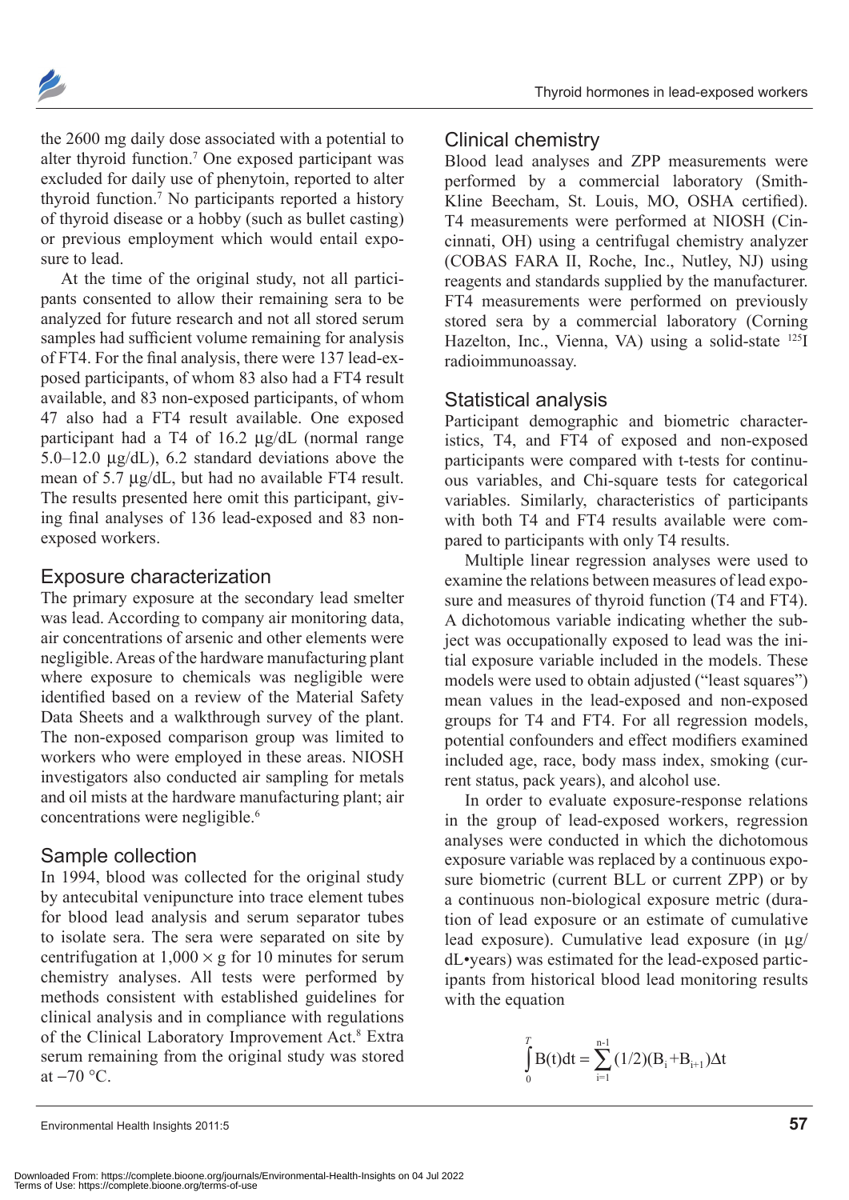the 2600 mg daily dose associated with a potential to alter thyroid function.[7] One exposed participant was excluded for daily use of phenytoin, reported to alter thyroid function.[7] No participants reported a history of thyroid disease or a hobby (such as bullet casting) or previous employment which would entail exposure to lead.

At the time of the original study, not all participants consented to allow their remaining sera to be analyzed for future research and not all stored serum samples had sufficient volume remaining for analysis of FT4. For the final analysis, there were 137 lead-exposed participants, of whom 83 also had a FT4 result available, and 83 non-exposed participants, of whom 47 also had a FT4 result available. One exposed participant had a T4 of 16.2 µg/dL (normal range 5.0–12.0 µg/dL), 6.2 standard deviations above the mean of 5.7 µg/dL, but had no available FT4 result. The results presented here omit this participant, giving final analyses of 136 lead-exposed and 83 non-exposed workers.

## Exposure characterization

The primary exposure at the secondary lead smelter was lead. According to company air monitoring data, air concentrations of arsenic and other elements were negligible. Areas of the hardware manufacturing plant where exposure to chemicals was negligible were identified based on a review of the Material Safety Data Sheets and a walkthrough survey of the plant. The non-exposed comparison group was limited to workers who were employed in these areas. NIOSH investigators also conducted air sampling for metals and oil mists at the hardware manufacturing plant; air concentrations were negligible.[6]

## Sample collection

In 1994, blood was collected for the original study by antecubital venipuncture into trace element tubes for blood lead analysis and serum separator tubes to isolate sera. The sera were separated on site by centrifugation at $1,000 \times g$ for 10 minutes for serum chemistry analyses. All tests were performed by methods consistent with established guidelines for clinical analysis and in compliance with regulations of the Clinical Laboratory Improvement Act.[8] Extra serum remaining from the original study was stored at −70 °C.

## Clinical chemistry

Blood lead analyses and ZPP measurements were performed by a commercial laboratory (SmithKline Beecham, St. Louis, MO, OSHA certified). T4 measurements were performed at NIOSH (Cincinnati, OH) using a centrifugal chemistry analyzer (COBAS FARA II, Roche, Inc., Nutley, NJ) using reagents and standards supplied by the manufacturer. FT4 measurements were performed on previously stored sera by a commercial laboratory (Corning Hazelton, Inc., Vienna, VA) using a solid-state $^{125}$I radioimmunoassay.

## Statistical analysis

Participant demographic and biometric characteristics, T4, and FT4 of exposed and non-exposed participants were compared with t-tests for continuous variables, and Chi-square tests for categorical variables. Similarly, characteristics of participants with both T4 and FT4 results available were compared to participants with only T4 results.

Multiple linear regression analyses were used to examine the relations between measures of lead exposure and measures of thyroid function (T4 and FT4). A dichotomous variable indicating whether the subject was occupationally exposed to lead was the initial exposure variable included in the models. These models were used to obtain adjusted ("least squares") mean values in the lead-exposed and non-exposed groups for T4 and FT4. For all regression models, potential confounders and effect modifiers examined included age, race, body mass index, smoking (current status, pack years), and alcohol use.

In order to evaluate exposure-response relations in the group of lead-exposed workers, regression analyses were conducted in which the dichotomous exposure variable was replaced by a continuous exposure biometric (current BLL or current ZPP) or by a continuous non-biological exposure metric (duration of lead exposure or an estimate of cumulative lead exposure). Cumulative lead exposure (in µg/dL•years) was estimated for the lead-exposed participants from historical blood lead monitoring results with the equation

$$\int_0^T B(t)dt = \sum_{i=1}^{n-1} (1/2)(B_i + B_{i+1})\Delta t$$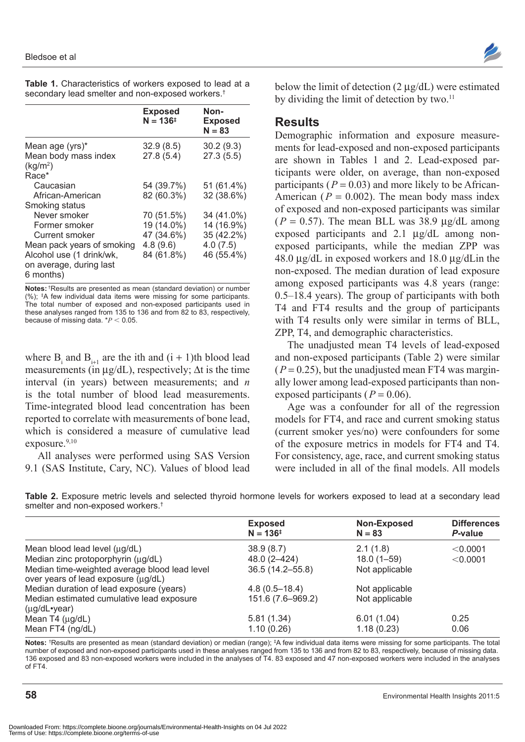**Table 1.** Characteristics of workers exposed to lead at a secondary lead smelter and non-exposed workers.[†]

| | Exposed N = 136[‡] | Non-Exposed N = 83 |
|---|---|---|
| Mean age (yrs)* | 32.9 (8.5) | 30.2 (9.3) |
| Mean body mass index (kg/m²) | 27.8 (5.4) | 27.3 (5.5) |
| Race* | | |
| Caucasian | 54 (39.7%) | 51 (61.4%) |
| African-American | 82 (60.3%) | 32 (38.6%) |
| Smoking status | | |
| Never smoker | 70 (51.5%) | 34 (41.0%) |
| Former smoker | 19 (14.0%) | 14 (16.9%) |
| Current smoker | 47 (34.6%) | 35 (42.2%) |
| Mean pack years of smoking | 4.8 (9.6) | 4.0 (7.5) |
| Alcohol use (1 drink/wk, on average, during last 6 months) | 84 (61.8%) | 46 (55.4%) |

**Notes:** [†]Results are presented as mean (standard deviation) or number (%); [‡]A few individual data items were missing for some participants. The total number of exposed and non-exposed participants used in these analyses ranged from 135 to 136 and from 82 to 83, respectively, because of missing data. $^{*}P < 0.05$.

where $B_i$ and $B_{i+1}$ are the ith and (i + 1)th blood lead measurements (in μg/dL), respectively; $\Delta t$ is the time interval (in years) between measurements; and $n$ is the total number of blood lead measurements. Time-integrated blood lead concentration has been reported to correlate with measurements of bone lead, which is considered a measure of cumulative lead exposure.[9,10]

All analyses were performed using SAS Version 9.1 (SAS Institute, Cary, NC). Values of blood lead below the limit of detection (2 μg/dL) were estimated by dividing the limit of detection by two.[11]

## Results

Demographic information and exposure measurements for lead-exposed and non-exposed participants are shown in Tables 1 and 2. Lead-exposed participants were older, on average, than non-exposed participants ($P = 0.03$) and more likely to be African-American ($P = 0.002$). The mean body mass index of exposed and non-exposed participants was similar ($P = 0.57$). The mean BLL was 38.9 μg/dL among exposed participants and 2.1 μg/dL among non-exposed participants, while the median ZPP was 48.0 μg/dL in exposed workers and 18.0 μg/dLin the non-exposed. The median duration of lead exposure among exposed participants was 4.8 years (range: 0.5–18.4 years). The group of participants with both T4 and FT4 results and the group of participants with T4 results only were similar in terms of BLL, ZPP, T4, and demographic characteristics.

The unadjusted mean T4 levels of lead-exposed and non-exposed participants (Table 2) were similar ($P = 0.25$), but the unadjusted mean FT4 was marginally lower among lead-exposed participants than non-exposed participants ($P = 0.06$).

Age was a confounder for all of the regression models for FT4, and race and current smoking status (current smoker yes/no) were confounders for some of the exposure metrics in models for FT4 and T4. For consistency, age, race, and current smoking status were included in all of the final models. All models

**Table 2.** Exposure metric levels and selected thyroid hormone levels for workers exposed to lead at a secondary lead smelter and non-exposed workers.[†]

| | Exposed N = 136[‡] | Non-Exposed N = 83 | Differences *P*-value |
|---|---|---|---|
| Mean blood lead level (μg/dL) | 38.9 (8.7) | 2.1 (1.8) | <0.0001 |
| Median zinc protoporphyrin (μg/dL) | 48.0 (2–424) | 18.0 (1–59) | <0.0001 |
| Median time-weighted average blood lead level over years of lead exposure (μg/dL) | 36.5 (14.2–55.8) | Not applicable | |
| Median duration of lead exposure (years) | 4.8 (0.5–18.4) | Not applicable | |
| Median estimated cumulative lead exposure (μg/dL•year) | 151.6 (7.6–969.2) | Not applicable | |
| Mean T4 (μg/dL) | 5.81 (1.34) | 6.01 (1.04) | 0.25 |
| Mean FT4 (ng/dL) | 1.10 (0.26) | 1.18 (0.23) | 0.06 |

**Notes:** [†]Results are presented as mean (standard deviation) or median (range); [‡]A few individual data items were missing for some participants. The total number of exposed and non-exposed participants used in these analyses ranged from 135 to 136 and from 82 to 83, respectively, because of missing data. 136 exposed and 83 non-exposed workers were included in the analyses of T4. 83 exposed and 47 non-exposed workers were included in the analyses of FT4.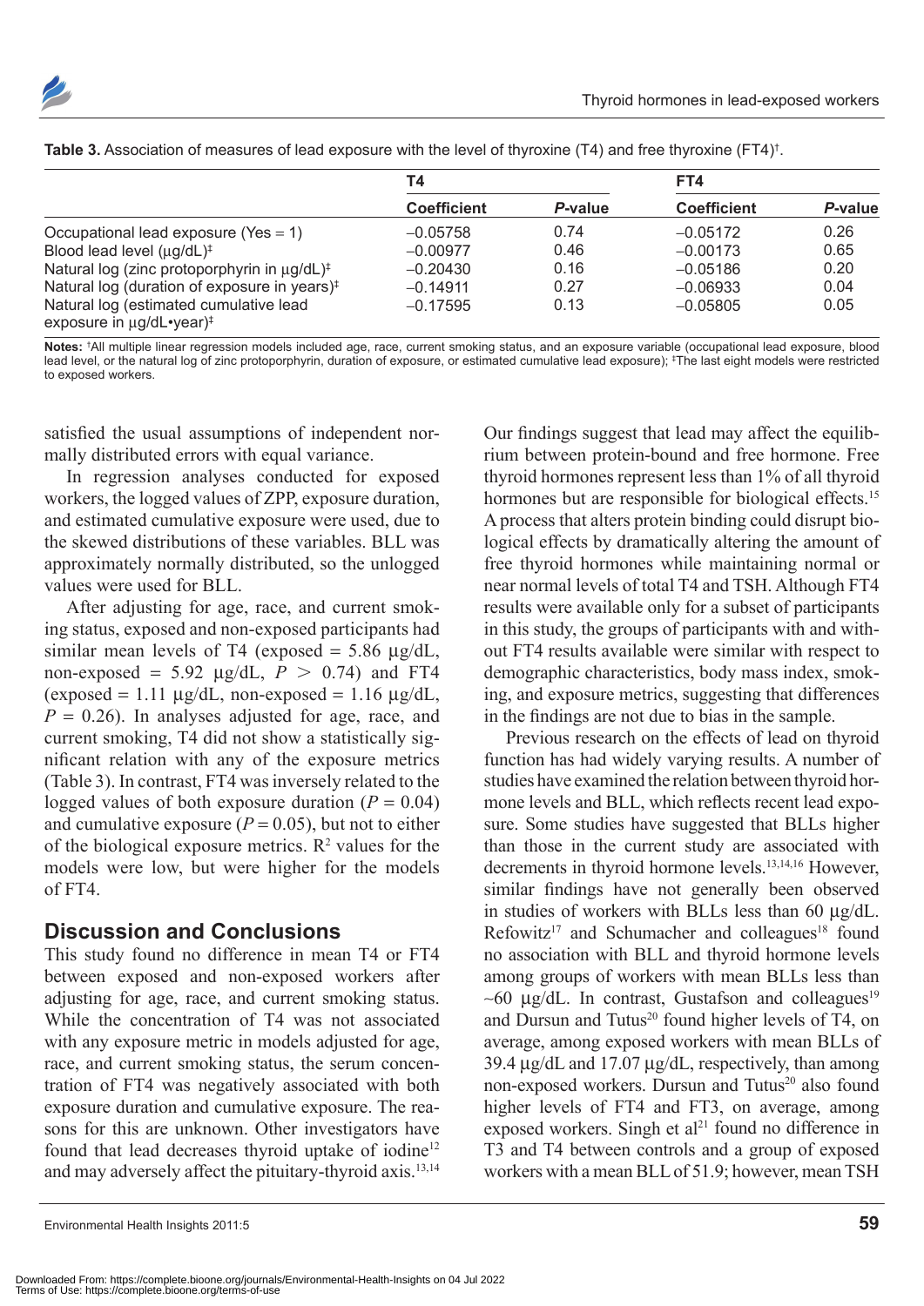**Table 3.** Association of measures of lead exposure with the level of thyroxine (T4) and free thyroxine (FT4)[†].

| | T4 | | FT4 | |
|---|---|---|---|---|
| | **Coefficient** | ***P*-value** | **Coefficient** | ***P*-value** |
| Occupational lead exposure (Yes = 1) | −0.05758 | 0.74 | −0.05172 | 0.26 |
| Blood lead level (µg/dL)[‡] | −0.00977 | 0.46 | −0.00173 | 0.65 |
| Natural log (zinc protoporphyrin in µg/dL)[‡] | −0.20430 | 0.16 | −0.05186 | 0.20 |
| Natural log (duration of exposure in years)[‡] | −0.14911 | 0.27 | −0.06933 | 0.04 |
| Natural log (estimated cumulative lead exposure in µg/dL•year)[‡] | −0.17595 | 0.13 | −0.05805 | 0.05 |

**Notes:** [†]All multiple linear regression models included age, race, current smoking status, and an exposure variable (occupational lead exposure, blood lead level, or the natural log of zinc protoporphyrin, duration of exposure, or estimated cumulative lead exposure); [‡]The last eight models were restricted to exposed workers.

satisfied the usual assumptions of independent normally distributed errors with equal variance.

In regression analyses conducted for exposed workers, the logged values of ZPP, exposure duration, and estimated cumulative exposure were used, due to the skewed distributions of these variables. BLL was approximately normally distributed, so the unlogged values were used for BLL.

After adjusting for age, race, and current smoking status, exposed and non-exposed participants had similar mean levels of T4 (exposed = 5.86 µg/dL, non-exposed = 5.92 µg/dL, $P > 0.74$) and FT4 (exposed = 1.11 µg/dL, non-exposed = 1.16 µg/dL, $P = 0.26$). In analyses adjusted for age, race, and current smoking, T4 did not show a statistically significant relation with any of the exposure metrics (Table 3). In contrast, FT4 was inversely related to the logged values of both exposure duration ($P = 0.04$) and cumulative exposure ($P = 0.05$), but not to either of the biological exposure metrics. $R^2$ values for the models were low, but were higher for the models of FT4.

## Discussion and Conclusions

This study found no difference in mean T4 or FT4 between exposed and non-exposed workers after adjusting for age, race, and current smoking status. While the concentration of T4 was not associated with any exposure metric in models adjusted for age, race, and current smoking status, the serum concentration of FT4 was negatively associated with both exposure duration and cumulative exposure. The reasons for this are unknown. Other investigators have found that lead decreases thyroid uptake of iodine[12] and may adversely affect the pituitary-thyroid axis.[13,14]

Our findings suggest that lead may affect the equilibrium between protein-bound and free hormone. Free thyroid hormones represent less than 1% of all thyroid hormones but are responsible for biological effects.[15] A process that alters protein binding could disrupt biological effects by dramatically altering the amount of free thyroid hormones while maintaining normal or near normal levels of total T4 and TSH. Although FT4 results were available only for a subset of participants in this study, the groups of participants with and without FT4 results available were similar with respect to demographic characteristics, body mass index, smoking, and exposure metrics, suggesting that differences in the findings are not due to bias in the sample.

Previous research on the effects of lead on thyroid function has had widely varying results. A number of studies have examined the relation between thyroid hormone levels and BLL, which reflects recent lead exposure. Some studies have suggested that BLLs higher than those in the current study are associated with decrements in thyroid hormone levels.[13,14,16] However, similar findings have not generally been observed in studies of workers with BLLs less than 60 µg/dL. Refowitz[17] and Schumacher and colleagues[18] found no association with BLL and thyroid hormone levels among groups of workers with mean BLLs less than ~60 µg/dL. In contrast, Gustafson and colleagues[19] and Dursun and Tutus[20] found higher levels of T4, on average, among exposed workers with mean BLLs of 39.4 µg/dL and 17.07 µg/dL, respectively, than among non-exposed workers. Dursun and Tutus[20] also found higher levels of FT4 and FT3, on average, among exposed workers. Singh et al[21] found no difference in T3 and T4 between controls and a group of exposed workers with a mean BLL of 51.9; however, mean TSH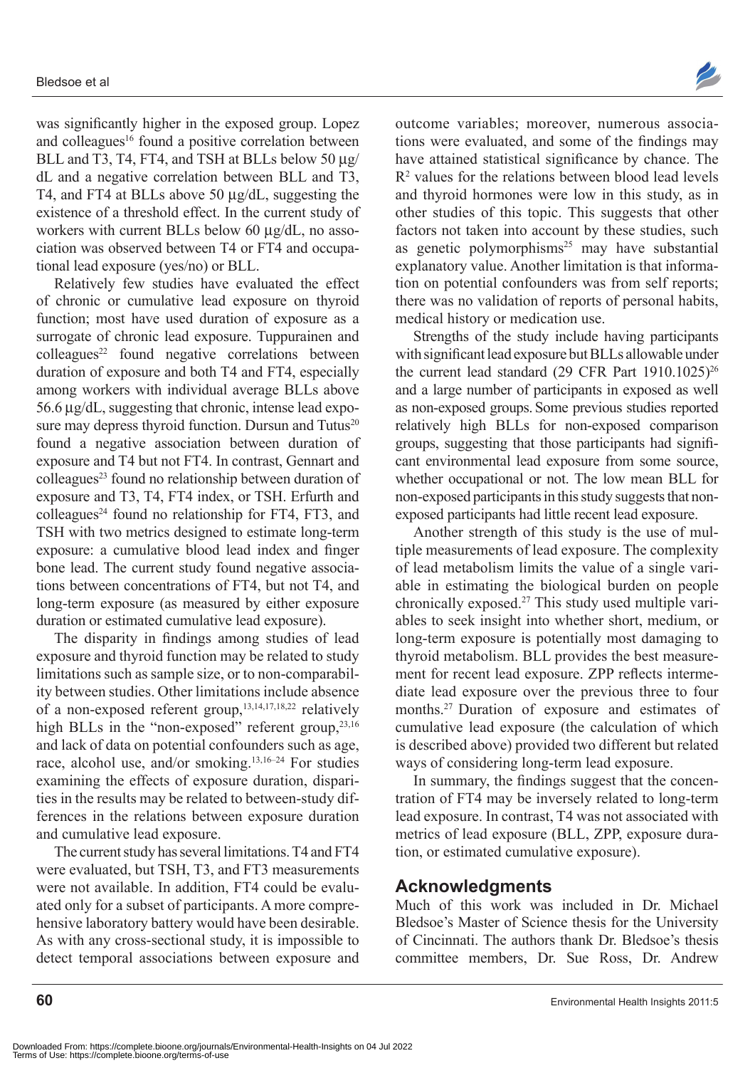was significantly higher in the exposed group. Lopez and colleagues[16] found a positive correlation between BLL and T3, T4, FT4, and TSH at BLLs below 50 µg/dL and a negative correlation between BLL and T3, T4, and FT4 at BLLs above 50 µg/dL, suggesting the existence of a threshold effect. In the current study of workers with current BLLs below 60 µg/dL, no association was observed between T4 or FT4 and occupational lead exposure (yes/no) or BLL.

Relatively few studies have evaluated the effect of chronic or cumulative lead exposure on thyroid function; most have used duration of exposure as a surrogate of chronic lead exposure. Tuppurainen and colleagues[22] found negative correlations between duration of exposure and both T4 and FT4, especially among workers with individual average BLLs above 56.6 µg/dL, suggesting that chronic, intense lead exposure may depress thyroid function. Dursun and Tutus[20] found a negative association between duration of exposure and T4 but not FT4. In contrast, Gennart and colleagues[23] found no relationship between duration of exposure and T3, T4, FT4 index, or TSH. Erfurth and colleagues[24] found no relationship for FT4, FT3, and TSH with two metrics designed to estimate long-term exposure: a cumulative blood lead index and finger bone lead. The current study found negative associations between concentrations of FT4, but not T4, and long-term exposure (as measured by either exposure duration or estimated cumulative lead exposure).

The disparity in findings among studies of lead exposure and thyroid function may be related to study limitations such as sample size, or to non-comparability between studies. Other limitations include absence of a non-exposed referent group,[13,14,17,18,22] relatively high BLLs in the "non-exposed" referent group,[23,16] and lack of data on potential confounders such as age, race, alcohol use, and/or smoking.[13,16–24] For studies examining the effects of exposure duration, disparities in the results may be related to between-study differences in the relations between exposure duration and cumulative lead exposure.

The current study has several limitations. T4 and FT4 were evaluated, but TSH, T3, and FT3 measurements were not available. In addition, FT4 could be evaluated only for a subset of participants. A more comprehensive laboratory battery would have been desirable. As with any cross-sectional study, it is impossible to detect temporal associations between exposure and outcome variables; moreover, numerous associations were evaluated, and some of the findings may have attained statistical significance by chance. The $R^2$ values for the relations between blood lead levels and thyroid hormones were low in this study, as in other studies of this topic. This suggests that other factors not taken into account by these studies, such as genetic polymorphisms[25] may have substantial explanatory value. Another limitation is that information on potential confounders was from self reports; there was no validation of reports of personal habits, medical history or medication use.

Strengths of the study include having participants with significant lead exposure but BLLs allowable under the current lead standard (29 CFR Part 1910.1025)[26] and a large number of participants in exposed as well as non-exposed groups. Some previous studies reported relatively high BLLs for non-exposed comparison groups, suggesting that those participants had significant environmental lead exposure from some source, whether occupational or not. The low mean BLL for non-exposed participants in this study suggests that non-exposed participants had little recent lead exposure.

Another strength of this study is the use of multiple measurements of lead exposure. The complexity of lead metabolism limits the value of a single variable in estimating the biological burden on people chronically exposed.[27] This study used multiple variables to seek insight into whether short, medium, or long-term exposure is potentially most damaging to thyroid metabolism. BLL provides the best measurement for recent lead exposure. ZPP reflects intermediate lead exposure over the previous three to four months.[27] Duration of exposure and estimates of cumulative lead exposure (the calculation of which is described above) provided two different but related ways of considering long-term lead exposure.

In summary, the findings suggest that the concentration of FT4 may be inversely related to long-term lead exposure. In contrast, T4 was not associated with metrics of lead exposure (BLL, ZPP, exposure duration, or estimated cumulative exposure).

## Acknowledgments

Much of this work was included in Dr. Michael Bledsoe's Master of Science thesis for the University of Cincinnati. The authors thank Dr. Bledsoe's thesis committee members, Dr. Sue Ross, Dr. Andrew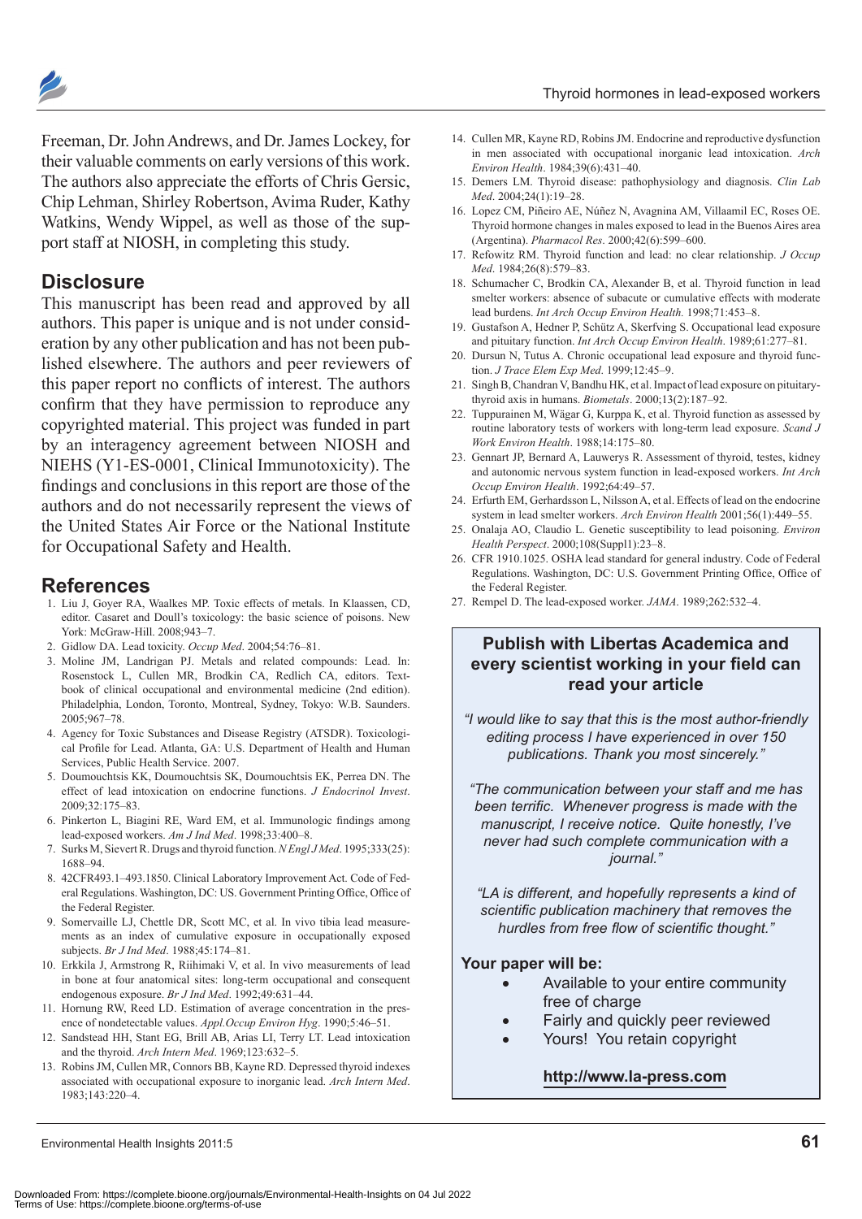Freeman, Dr. John Andrews, and Dr. James Lockey, for their valuable comments on early versions of this work. The authors also appreciate the efforts of Chris Gersic, Chip Lehman, Shirley Robertson, Avima Ruder, Kathy Watkins, Wendy Wippel, as well as those of the support staff at NIOSH, in completing this study.

## Disclosure

This manuscript has been read and approved by all authors. This paper is unique and is not under consideration by any other publication and has not been published elsewhere. The authors and peer reviewers of this paper report no conflicts of interest. The authors confirm that they have permission to reproduce any copyrighted material. This project was funded in part by an interagency agreement between NIOSH and NIEHS (Y1-ES-0001, Clinical Immunotoxicity). The findings and conclusions in this report are those of the authors and do not necessarily represent the views of the United States Air Force or the National Institute for Occupational Safety and Health.

## References

1. Liu J, Goyer RA, Waalkes MP. Toxic effects of metals. In Klaassen, CD, editor. Casaret and Doull's toxicology: the basic science of poisons. New York: McGraw-Hill. 2008;943–7.
2. Gidlow DA. Lead toxicity. *Occup Med*. 2004;54:76–81.
3. Moline JM, Landrigan PJ. Metals and related compounds: Lead. In: Rosenstock L, Cullen MR, Brodkin CA, Redlich CA, editors. Textbook of clinical occupational and environmental medicine (2nd edition). Philadelphia, London, Toronto, Montreal, Sydney, Tokyo: W.B. Saunders. 2005;967–78.
4. Agency for Toxic Substances and Disease Registry (ATSDR). Toxicological Profile for Lead. Atlanta, GA: U.S. Department of Health and Human Services, Public Health Service. 2007.
5. Doumouchtsis KK, Doumouchtsis SK, Doumouchtsis EK, Perrea DN. The effect of lead intoxication on endocrine functions. *J Endocrinol Invest*. 2009;32:175–83.
6. Pinkerton L, Biagini RE, Ward EM, et al. Immunologic findings among lead-exposed workers. *Am J Ind Med*. 1998;33:400–8.
7. Surks M, Sievert R. Drugs and thyroid function. *N Engl J Med*. 1995;333(25):1688–94.
8. 42CFR493.1–493.1850. Clinical Laboratory Improvement Act. Code of Federal Regulations. Washington, DC: US. Government Printing Office, Office of the Federal Register.
9. Somervaille LJ, Chettle DR, Scott MC, et al. In vivo tibia lead measurements as an index of cumulative exposure in occupationally exposed subjects. *Br J Ind Med*. 1988;45:174–81.
10. Erkkila J, Armstrong R, Riihimaki V, et al. In vivo measurements of lead in bone at four anatomical sites: long-term occupational and consequent endogenous exposure. *Br J Ind Med*. 1992;49:631–44.
11. Hornung RW, Reed LD. Estimation of average concentration in the presence of nondetectable values. *Appl.Occup Environ Hyg*. 1990;5:46–51.
12. Sandstead HH, Stant EG, Brill AB, Arias LI, Terry LT. Lead intoxication and the thyroid. *Arch Intern Med*. 1969;123:632–5.
13. Robins JM, Cullen MR, Connors BB, Kayne RD. Depressed thyroid indexes associated with occupational exposure to inorganic lead. *Arch Intern Med*. 1983;143:220–4.
14. Cullen MR, Kayne RD, Robins JM. Endocrine and reproductive dysfunction in men associated with occupational inorganic lead intoxication. *Arch Environ Health*. 1984;39(6):431–40.
15. Demers LM. Thyroid disease: pathophysiology and diagnosis. *Clin Lab Med*. 2004;24(1):19–28.
16. Lopez CM, Piñeiro AE, Núñez N, Avagnina AM, Villaamil EC, Roses OE. Thyroid hormone changes in males exposed to lead in the Buenos Aires area (Argentina). *Pharmacol Res*. 2000;42(6):599–600.
17. Refowitz RM. Thyroid function and lead: no clear relationship. *J Occup Med*. 1984;26(8):579–83.
18. Schumacher C, Brodkin CA, Alexander B, et al. Thyroid function in lead smelter workers: absence of subacute or cumulative effects with moderate lead burdens. *Int Arch Occup Environ Health*. 1998;71:453–8.
19. Gustafson A, Hedner P, Schütz A, Skerfving S. Occupational lead exposure and pituitary function. *Int Arch Occup Environ Health*. 1989;61:277–81.
20. Dursun N, Tutus A. Chronic occupational lead exposure and thyroid function. *J Trace Elem Exp Med*. 1999;12:45–9.
21. Singh B, Chandran V, Bandhu HK, et al. Impact of lead exposure on pituitary-thyroid axis in humans. *Biometals*. 2000;13(2):187–92.
22. Tuppurainen M, Wägar G, Kurppa K, et al. Thyroid function as assessed by routine laboratory tests of workers with long-term lead exposure. *Scand J Work Environ Health*. 1988;14:175–80.
23. Gennart JP, Bernard A, Lauwerys R. Assessment of thyroid, testes, kidney and autonomic nervous system function in lead-exposed workers. *Int Arch Occup Environ Health*. 1992;64:49–57.
24. Erfurth EM, Gerhardsson L, Nilsson A, et al. Effects of lead on the endocrine system in lead smelter workers. *Arch Environ Health* 2001;56(1):449–55.
25. Onalaja AO, Claudio L. Genetic susceptibility to lead poisoning. *Environ Health Perspect*. 2000;108(Suppl1):23–8.
26. CFR 1910.1025. OSHA lead standard for general industry. Code of Federal Regulations. Washington, DC: U.S. Government Printing Office, Office of the Federal Register.
27. Rempel D. The lead-exposed worker. *JAMA*. 1989;262:532–4.

**Publish with Libertas Academica and every scientist working in your field can read your article**

*"I would like to say that this is the most author-friendly editing process I have experienced in over 150 publications. Thank you most sincerely."*

*"The communication between your staff and me has been terrific. Whenever progress is made with the manuscript, I receive notice. Quite honestly, I've never had such complete communication with a journal."*

*"LA is different, and hopefully represents a kind of scientific publication machinery that removes the hurdles from free flow of scientific thought."*

**Your paper will be:**

- Available to your entire community free of charge
- Fairly and quickly peer reviewed
- Yours! You retain copyright

**http://www.la-press.com**